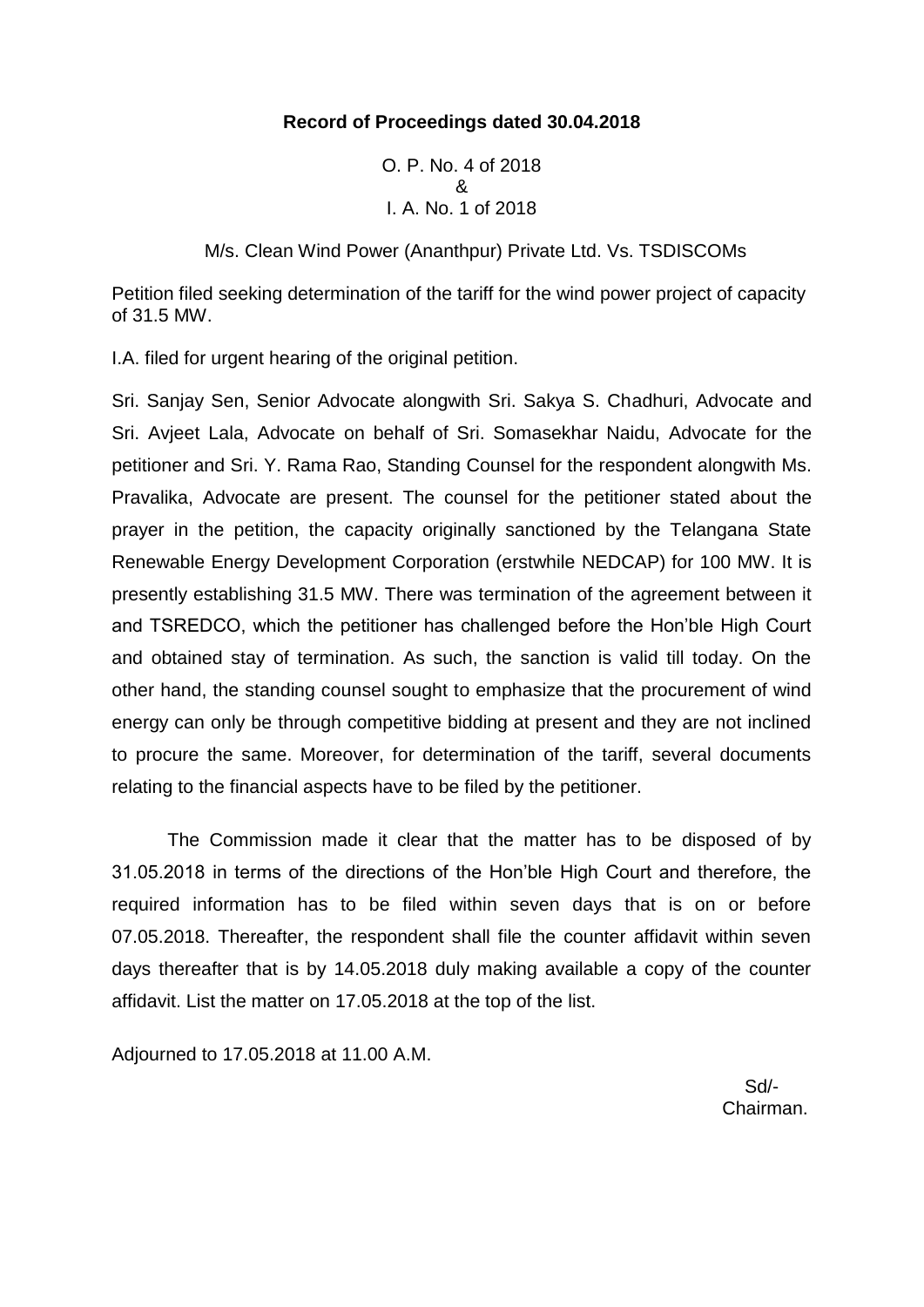**Record of Proceedings dated 30.04.2018**

O. P. No. 4 of 2018
&
I. A. No. 1 of 2018

M/s. Clean Wind Power (Ananthpur) Private Ltd. Vs. TSDISCOMs

Petition filed seeking determination of the tariff for the wind power project of capacity of 31.5 MW.

I.A. filed for urgent hearing of the original petition.

Sri. Sanjay Sen, Senior Advocate alongwith Sri. Sakya S. Chadhuri, Advocate and Sri. Avjeet Lala, Advocate on behalf of Sri. Somasekhar Naidu, Advocate for the petitioner and Sri. Y. Rama Rao, Standing Counsel for the respondent alongwith Ms. Pravalika, Advocate are present. The counsel for the petitioner stated about the prayer in the petition, the capacity originally sanctioned by the Telangana State Renewable Energy Development Corporation (erstwhile NEDCAP) for 100 MW. It is presently establishing 31.5 MW. There was termination of the agreement between it and TSREDCO, which the petitioner has challenged before the Hon'ble High Court and obtained stay of termination. As such, the sanction is valid till today. On the other hand, the standing counsel sought to emphasize that the procurement of wind energy can only be through competitive bidding at present and they are not inclined to procure the same. Moreover, for determination of the tariff, several documents relating to the financial aspects have to be filed by the petitioner.

The Commission made it clear that the matter has to be disposed of by 31.05.2018 in terms of the directions of the Hon'ble High Court and therefore, the required information has to be filed within seven days that is on or before 07.05.2018. Thereafter, the respondent shall file the counter affidavit within seven days thereafter that is by 14.05.2018 duly making available a copy of the counter affidavit. List the matter on 17.05.2018 at the top of the list.

Adjourned to 17.05.2018 at 11.00 A.M.

Sd/-
Chairman.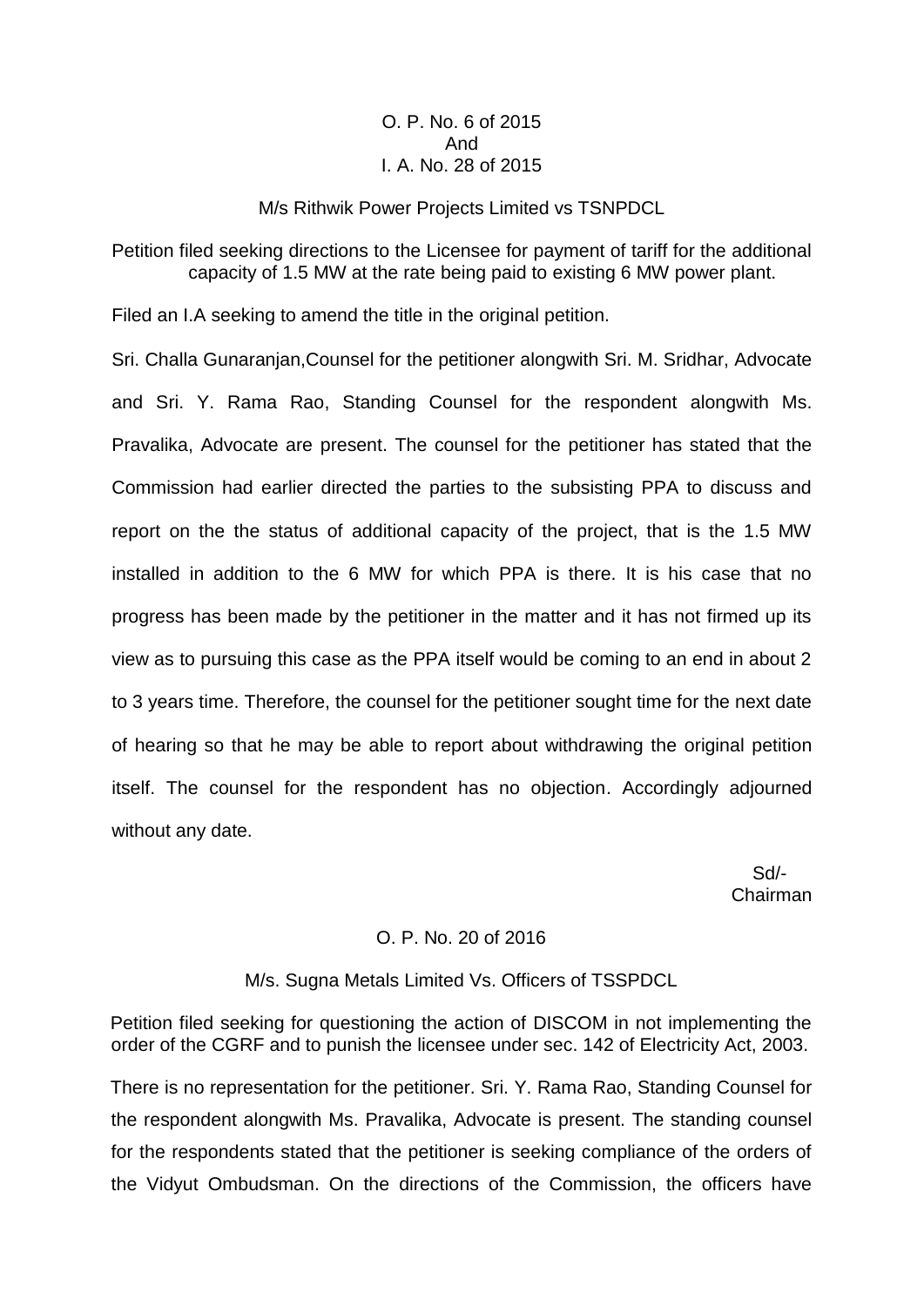O. P. No. 6 of 2015
And
I. A. No. 28 of 2015

M/s Rithwik Power Projects Limited vs TSNPDCL

Petition filed seeking directions to the Licensee for payment of tariff for the additional capacity of 1.5 MW at the rate being paid to existing 6 MW power plant.

Filed an I.A seeking to amend the title in the original petition.

Sri. Challa Gunaranjan,Counsel for the petitioner alongwith Sri. M. Sridhar, Advocate and Sri. Y. Rama Rao, Standing Counsel for the respondent alongwith Ms. Pravalika, Advocate are present. The counsel for the petitioner has stated that the Commission had earlier directed the parties to the subsisting PPA to discuss and report on the the status of additional capacity of the project, that is the 1.5 MW installed in addition to the 6 MW for which PPA is there. It is his case that no progress has been made by the petitioner in the matter and it has not firmed up its view as to pursuing this case as the PPA itself would be coming to an end in about 2 to 3 years time. Therefore, the counsel for the petitioner sought time for the next date of hearing so that he may be able to report about withdrawing the original petition itself. The counsel for the respondent has no objection. Accordingly adjourned without any date.

Sd/-
Chairman

O. P. No. 20 of 2016

M/s. Sugna Metals Limited Vs. Officers of TSSPDCL

Petition filed seeking for questioning the action of DISCOM in not implementing the order of the CGRF and to punish the licensee under sec. 142 of Electricity Act, 2003.

There is no representation for the petitioner. Sri. Y. Rama Rao, Standing Counsel for the respondent alongwith Ms. Pravalika, Advocate is present. The standing counsel for the respondents stated that the petitioner is seeking compliance of the orders of the Vidyut Ombudsman. On the directions of the Commission, the officers have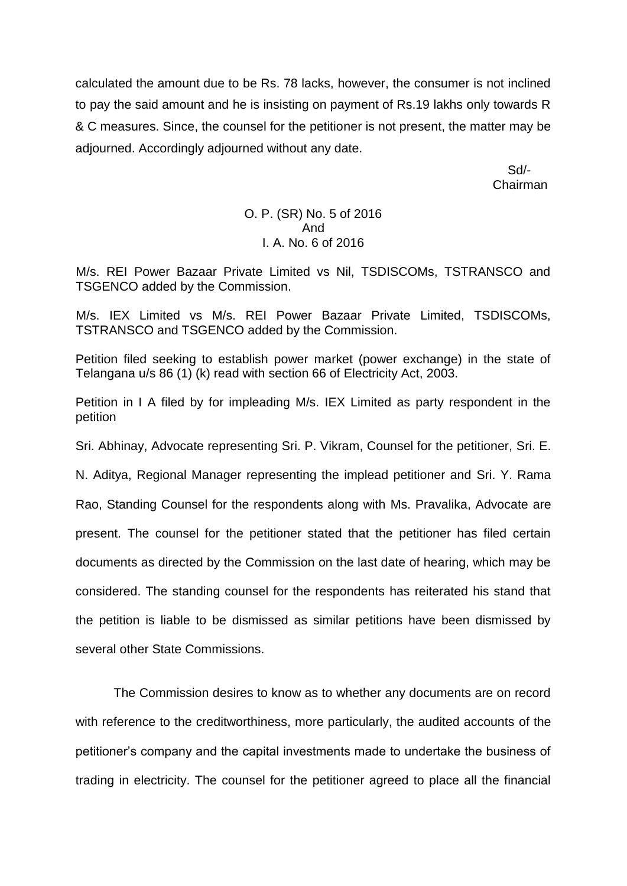calculated the amount due to be Rs. 78 lacks, however, the consumer is not inclined to pay the said amount and he is insisting on payment of Rs.19 lakhs only towards R & C measures. Since, the counsel for the petitioner is not present, the matter may be adjourned. Accordingly adjourned without any date.

Sd/-
Chairman

O. P. (SR) No. 5 of 2016
And
I. A. No. 6 of 2016

M/s. REI Power Bazaar Private Limited vs Nil, TSDISCOMs, TSTRANSCO and TSGENCO added by the Commission.

M/s. IEX Limited vs M/s. REI Power Bazaar Private Limited, TSDISCOMs, TSTRANSCO and TSGENCO added by the Commission.

Petition filed seeking to establish power market (power exchange) in the state of Telangana u/s 86 (1) (k) read with section 66 of Electricity Act, 2003.

Petition in I A filed by for impleading M/s. IEX Limited as party respondent in the petition

Sri. Abhinay, Advocate representing Sri. P. Vikram, Counsel for the petitioner, Sri. E. N. Aditya, Regional Manager representing the implead petitioner and Sri. Y. Rama Rao, Standing Counsel for the respondents along with Ms. Pravalika, Advocate are present. The counsel for the petitioner stated that the petitioner has filed certain documents as directed by the Commission on the last date of hearing, which may be considered. The standing counsel for the respondents has reiterated his stand that the petition is liable to be dismissed as similar petitions have been dismissed by several other State Commissions.

The Commission desires to know as to whether any documents are on record with reference to the creditworthiness, more particularly, the audited accounts of the petitioner's company and the capital investments made to undertake the business of trading in electricity. The counsel for the petitioner agreed to place all the financial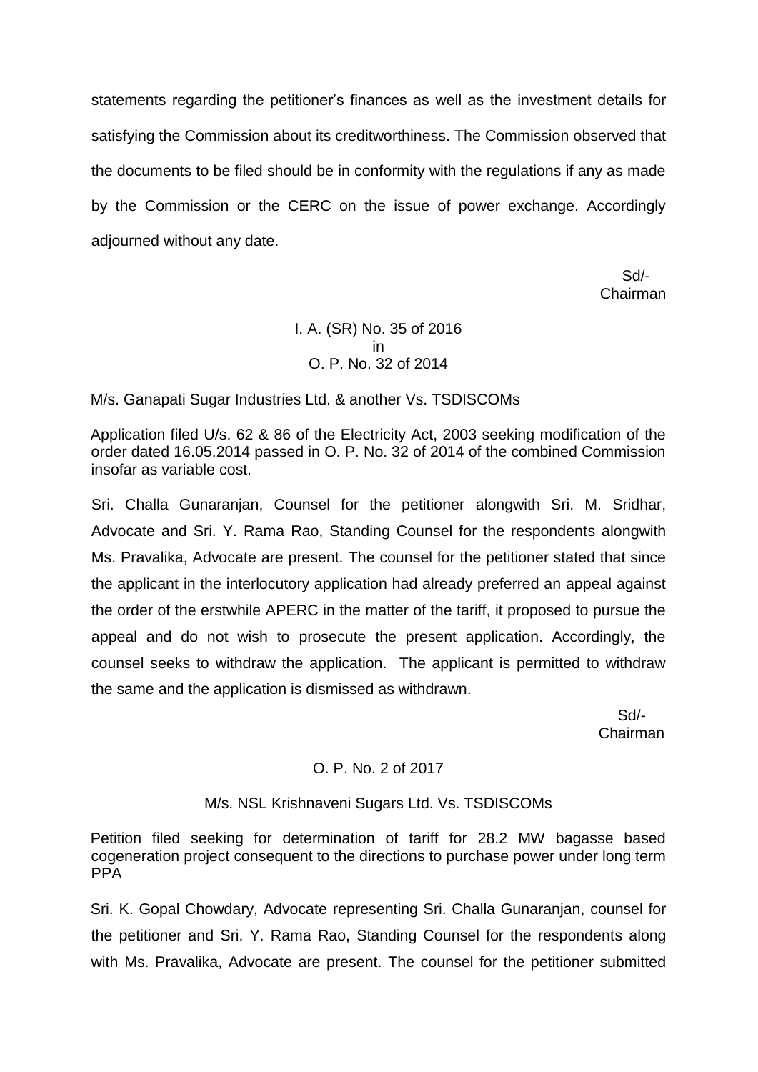statements regarding the petitioner's finances as well as the investment details for satisfying the Commission about its creditworthiness. The Commission observed that the documents to be filed should be in conformity with the regulations if any as made by the Commission or the CERC on the issue of power exchange. Accordingly adjourned without any date.

Sd/-
Chairman

I. A. (SR) No. 35 of 2016
in
O. P. No. 32 of 2014

M/s. Ganapati Sugar Industries Ltd. & another Vs. TSDISCOMs

Application filed U/s. 62 & 86 of the Electricity Act, 2003 seeking modification of the order dated 16.05.2014 passed in O. P. No. 32 of 2014 of the combined Commission insofar as variable cost.

Sri. Challa Gunaranjan, Counsel for the petitioner alongwith Sri. M. Sridhar, Advocate and Sri. Y. Rama Rao, Standing Counsel for the respondents alongwith Ms. Pravalika, Advocate are present. The counsel for the petitioner stated that since the applicant in the interlocutory application had already preferred an appeal against the order of the erstwhile APERC in the matter of the tariff, it proposed to pursue the appeal and do not wish to prosecute the present application. Accordingly, the counsel seeks to withdraw the application. The applicant is permitted to withdraw the same and the application is dismissed as withdrawn.

Sd/-
Chairman

O. P. No. 2 of 2017

M/s. NSL Krishnaveni Sugars Ltd. Vs. TSDISCOMs

Petition filed seeking for determination of tariff for 28.2 MW bagasse based cogeneration project consequent to the directions to purchase power under long term PPA

Sri. K. Gopal Chowdary, Advocate representing Sri. Challa Gunaranjan, counsel for the petitioner and Sri. Y. Rama Rao, Standing Counsel for the respondents along with Ms. Pravalika, Advocate are present. The counsel for the petitioner submitted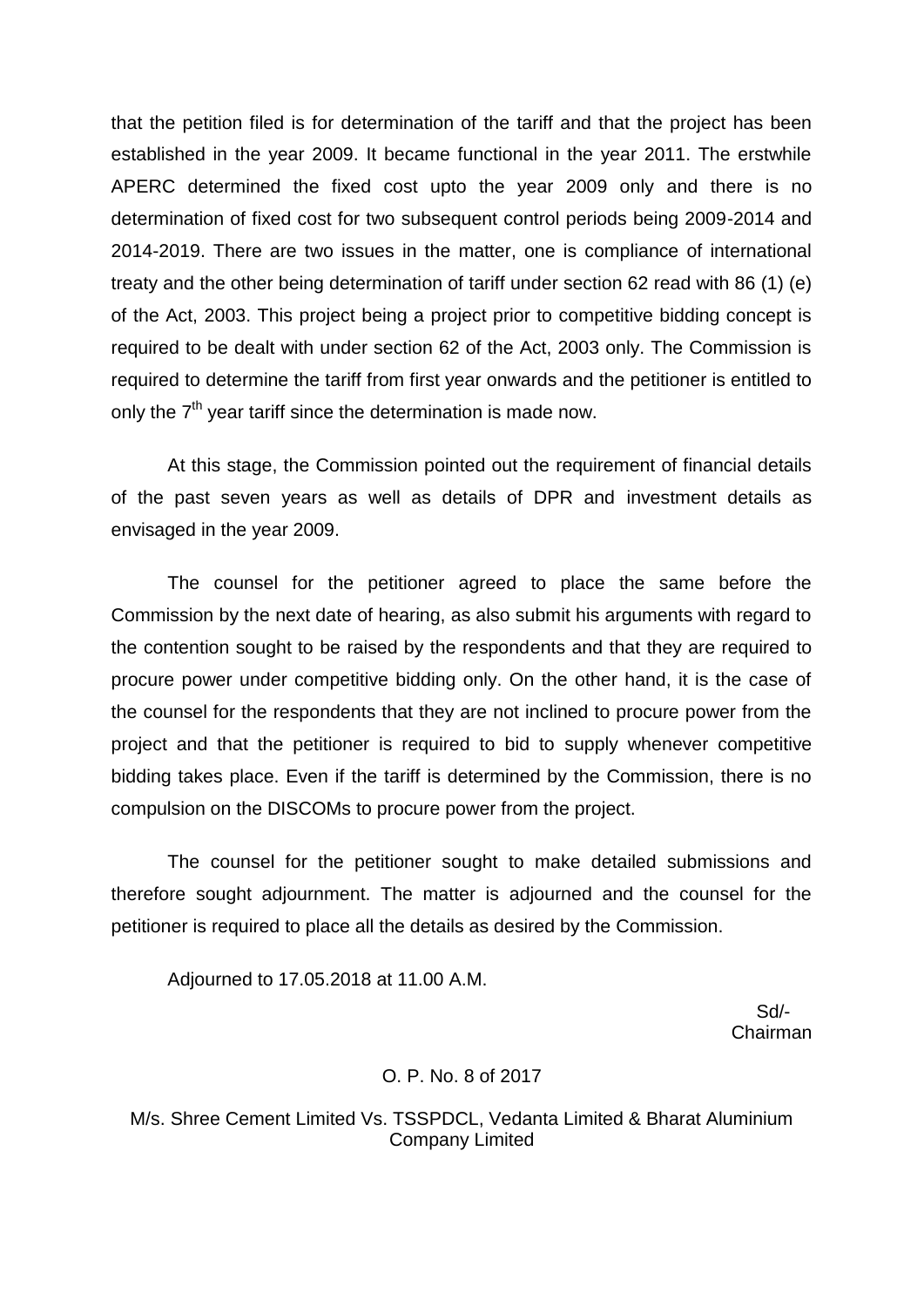that the petition filed is for determination of the tariff and that the project has been established in the year 2009. It became functional in the year 2011. The erstwhile APERC determined the fixed cost upto the year 2009 only and there is no determination of fixed cost for two subsequent control periods being 2009-2014 and 2014-2019. There are two issues in the matter, one is compliance of international treaty and the other being determination of tariff under section 62 read with 86 (1) (e) of the Act, 2003. This project being a project prior to competitive bidding concept is required to be dealt with under section 62 of the Act, 2003 only. The Commission is required to determine the tariff from first year onwards and the petitioner is entitled to only the 7th year tariff since the determination is made now.

At this stage, the Commission pointed out the requirement of financial details of the past seven years as well as details of DPR and investment details as envisaged in the year 2009.

The counsel for the petitioner agreed to place the same before the Commission by the next date of hearing, as also submit his arguments with regard to the contention sought to be raised by the respondents and that they are required to procure power under competitive bidding only. On the other hand, it is the case of the counsel for the respondents that they are not inclined to procure power from the project and that the petitioner is required to bid to supply whenever competitive bidding takes place. Even if the tariff is determined by the Commission, there is no compulsion on the DISCOMs to procure power from the project.

The counsel for the petitioner sought to make detailed submissions and therefore sought adjournment. The matter is adjourned and the counsel for the petitioner is required to place all the details as desired by the Commission.

Adjourned to 17.05.2018 at 11.00 A.M.

Sd/-
Chairman

O. P. No. 8 of 2017

M/s. Shree Cement Limited Vs. TSSPDCL, Vedanta Limited & Bharat Aluminium Company Limited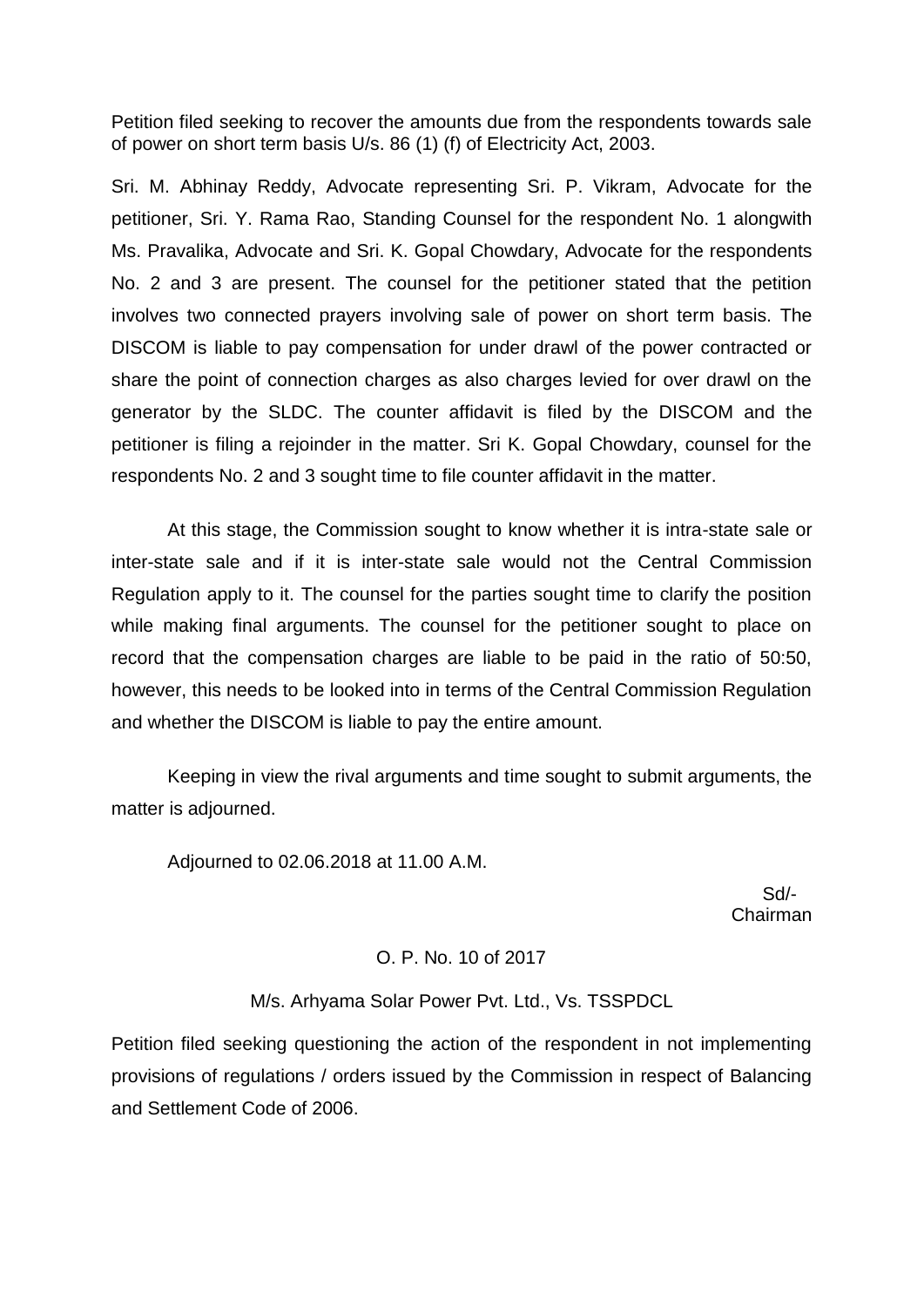Petition filed seeking to recover the amounts due from the respondents towards sale of power on short term basis U/s. 86 (1) (f) of Electricity Act, 2003.

Sri. M. Abhinay Reddy, Advocate representing Sri. P. Vikram, Advocate for the petitioner, Sri. Y. Rama Rao, Standing Counsel for the respondent No. 1 alongwith Ms. Pravalika, Advocate and Sri. K. Gopal Chowdary, Advocate for the respondents No. 2 and 3 are present. The counsel for the petitioner stated that the petition involves two connected prayers involving sale of power on short term basis. The DISCOM is liable to pay compensation for under drawl of the power contracted or share the point of connection charges as also charges levied for over drawl on the generator by the SLDC. The counter affidavit is filed by the DISCOM and the petitioner is filing a rejoinder in the matter. Sri K. Gopal Chowdary, counsel for the respondents No. 2 and 3 sought time to file counter affidavit in the matter.

At this stage, the Commission sought to know whether it is intra-state sale or inter-state sale and if it is inter-state sale would not the Central Commission Regulation apply to it. The counsel for the parties sought time to clarify the position while making final arguments. The counsel for the petitioner sought to place on record that the compensation charges are liable to be paid in the ratio of 50:50, however, this needs to be looked into in terms of the Central Commission Regulation and whether the DISCOM is liable to pay the entire amount.

Keeping in view the rival arguments and time sought to submit arguments, the matter is adjourned.

Adjourned to 02.06.2018 at 11.00 A.M.

Sd/-
Chairman

O. P. No. 10 of 2017

M/s. Arhyama Solar Power Pvt. Ltd., Vs. TSSPDCL

Petition filed seeking questioning the action of the respondent in not implementing provisions of regulations / orders issued by the Commission in respect of Balancing and Settlement Code of 2006.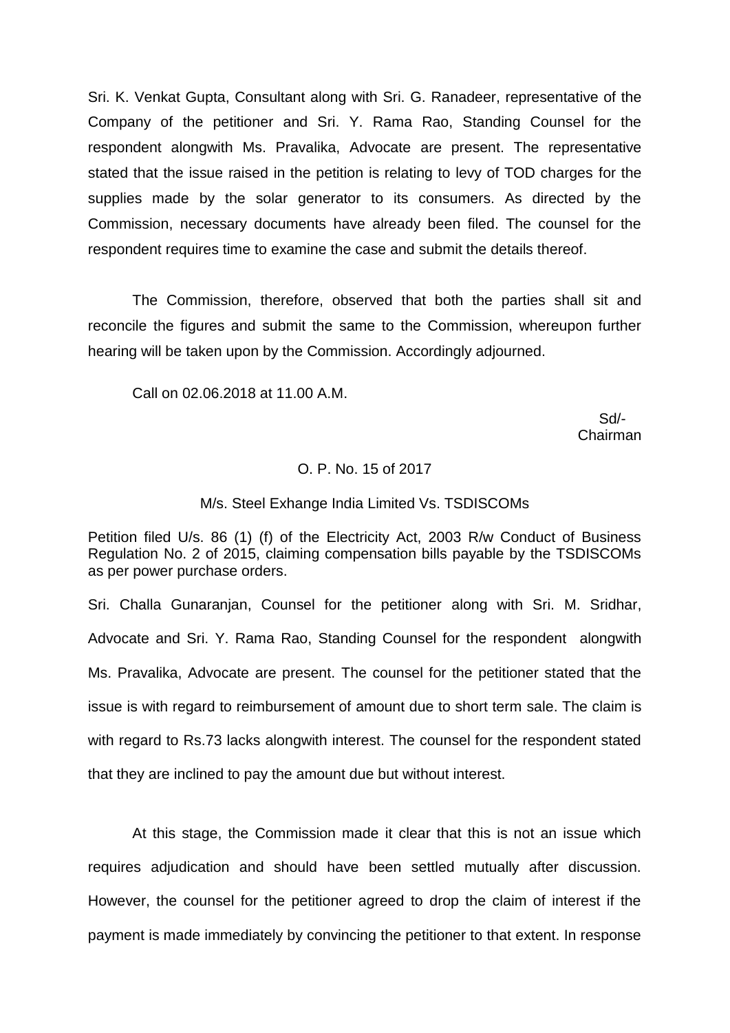Sri. K. Venkat Gupta, Consultant along with Sri. G. Ranadeer, representative of the Company of the petitioner and Sri. Y. Rama Rao, Standing Counsel for the respondent alongwith Ms. Pravalika, Advocate are present. The representative stated that the issue raised in the petition is relating to levy of TOD charges for the supplies made by the solar generator to its consumers. As directed by the Commission, necessary documents have already been filed. The counsel for the respondent requires time to examine the case and submit the details thereof.

The Commission, therefore, observed that both the parties shall sit and reconcile the figures and submit the same to the Commission, whereupon further hearing will be taken upon by the Commission. Accordingly adjourned.

Call on 02.06.2018 at 11.00 A.M.

Sd/-
Chairman

O. P. No. 15 of 2017

M/s. Steel Exhange India Limited Vs. TSDISCOMs

Petition filed U/s. 86 (1) (f) of the Electricity Act, 2003 R/w Conduct of Business Regulation No. 2 of 2015, claiming compensation bills payable by the TSDISCOMs as per power purchase orders.

Sri. Challa Gunaranjan, Counsel for the petitioner along with Sri. M. Sridhar, Advocate and Sri. Y. Rama Rao, Standing Counsel for the respondent alongwith Ms. Pravalika, Advocate are present. The counsel for the petitioner stated that the issue is with regard to reimbursement of amount due to short term sale. The claim is with regard to Rs.73 lacks alongwith interest. The counsel for the respondent stated that they are inclined to pay the amount due but without interest.

At this stage, the Commission made it clear that this is not an issue which requires adjudication and should have been settled mutually after discussion. However, the counsel for the petitioner agreed to drop the claim of interest if the payment is made immediately by convincing the petitioner to that extent. In response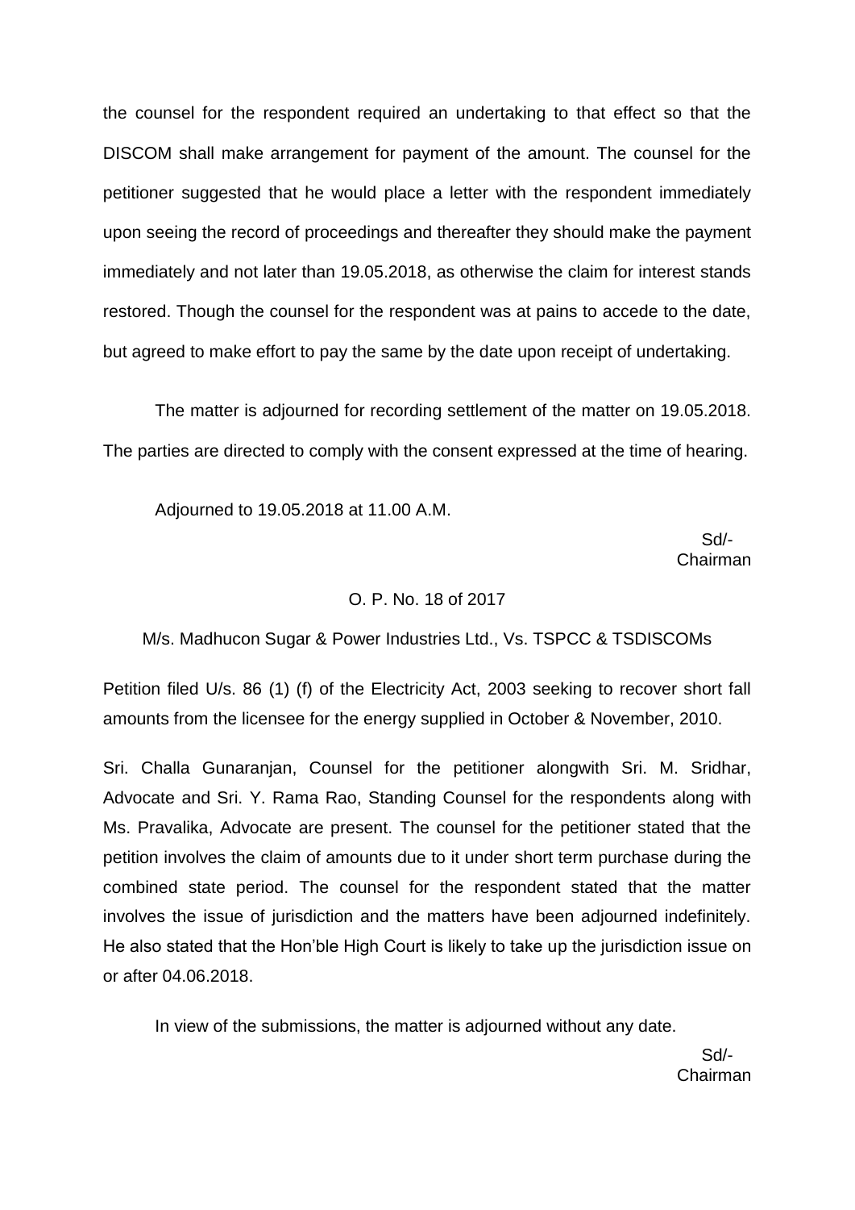the counsel for the respondent required an undertaking to that effect so that the DISCOM shall make arrangement for payment of the amount. The counsel for the petitioner suggested that he would place a letter with the respondent immediately upon seeing the record of proceedings and thereafter they should make the payment immediately and not later than 19.05.2018, as otherwise the claim for interest stands restored. Though the counsel for the respondent was at pains to accede to the date, but agreed to make effort to pay the same by the date upon receipt of undertaking.

The matter is adjourned for recording settlement of the matter on 19.05.2018. The parties are directed to comply with the consent expressed at the time of hearing.

Adjourned to 19.05.2018 at 11.00 A.M.

Sd/-
Chairman

O. P. No. 18 of 2017

M/s. Madhucon Sugar & Power Industries Ltd., Vs. TSPCC & TSDISCOMs

Petition filed U/s. 86 (1) (f) of the Electricity Act, 2003 seeking to recover short fall amounts from the licensee for the energy supplied in October & November, 2010.

Sri. Challa Gunaranjan, Counsel for the petitioner alongwith Sri. M. Sridhar, Advocate and Sri. Y. Rama Rao, Standing Counsel for the respondents along with Ms. Pravalika, Advocate are present. The counsel for the petitioner stated that the petition involves the claim of amounts due to it under short term purchase during the combined state period. The counsel for the respondent stated that the matter involves the issue of jurisdiction and the matters have been adjourned indefinitely. He also stated that the Hon'ble High Court is likely to take up the jurisdiction issue on or after 04.06.2018.

In view of the submissions, the matter is adjourned without any date.

Sd/-
Chairman